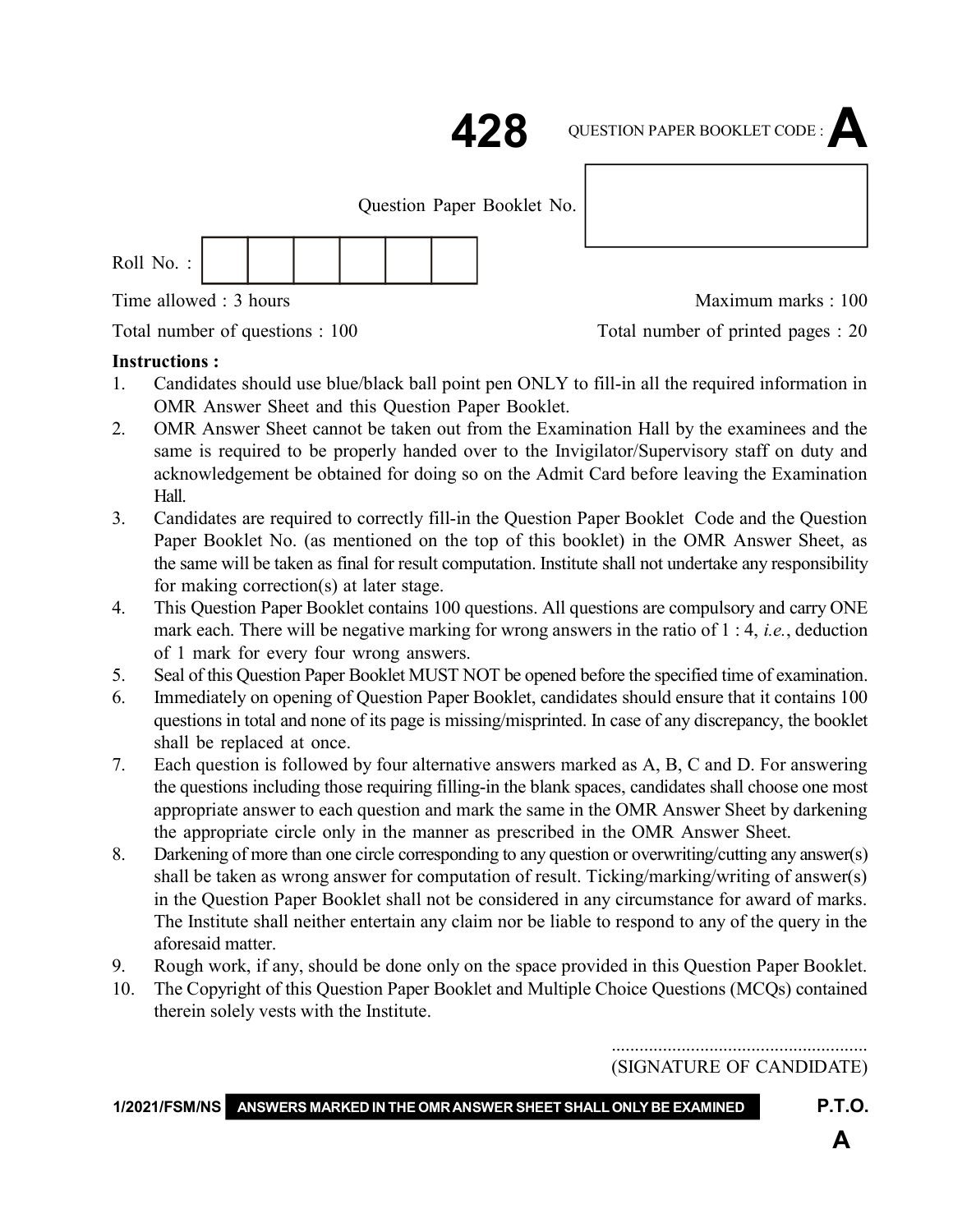# 428

QUESTION PAPER BOOKLET CODE : **A**

Question Paper Booklet No.

Roll No. :

Time allowed : 3 hours

Maximum marks : 100

Total number of questions : 100

Total number of printed pages : 20

**Instructions :**

1. Candidates should use blue/black ball point pen ONLY to fill-in all the required information in OMR Answer Sheet and this Question Paper Booklet.
2. OMR Answer Sheet cannot be taken out from the Examination Hall by the examinees and the same is required to be properly handed over to the Invigilator/Supervisory staff on duty and acknowledgement be obtained for doing so on the Admit Card before leaving the Examination Hall.
3. Candidates are required to correctly fill-in the Question Paper Booklet Code and the Question Paper Booklet No. (as mentioned on the top of this booklet) in the OMR Answer Sheet, as the same will be taken as final for result computation. Institute shall not undertake any responsibility for making correction(s) at later stage.
4. This Question Paper Booklet contains 100 questions. All questions are compulsory and carry ONE mark each. There will be negative marking for wrong answers in the ratio of 1 : 4, *i.e.*, deduction of 1 mark for every four wrong answers.
5. Seal of this Question Paper Booklet MUST NOT be opened before the specified time of examination.
6. Immediately on opening of Question Paper Booklet, candidates should ensure that it contains 100 questions in total and none of its page is missing/misprinted. In case of any discrepancy, the booklet shall be replaced at once.
7. Each question is followed by four alternative answers marked as A, B, C and D. For answering the questions including those requiring filling-in the blank spaces, candidates shall choose one most appropriate answer to each question and mark the same in the OMR Answer Sheet by darkening the appropriate circle only in the manner as prescribed in the OMR Answer Sheet.
8. Darkening of more than one circle corresponding to any question or overwriting/cutting any answer(s) shall be taken as wrong answer for computation of result. Ticking/marking/writing of answer(s) in the Question Paper Booklet shall not be considered in any circumstance for award of marks. The Institute shall neither entertain any claim nor be liable to respond to any of the query in the aforesaid matter.
9. Rough work, if any, should be done only on the space provided in this Question Paper Booklet.
10. The Copyright of this Question Paper Booklet and Multiple Choice Questions (MCQs) contained therein solely vests with the Institute.

.......................................................

(SIGNATURE OF CANDIDATE)

1/2021/FSM/NS **ANSWERS MARKED IN THE OMR ANSWER SHEET SHALL ONLY BE EXAMINED**

P.T.O.

**A**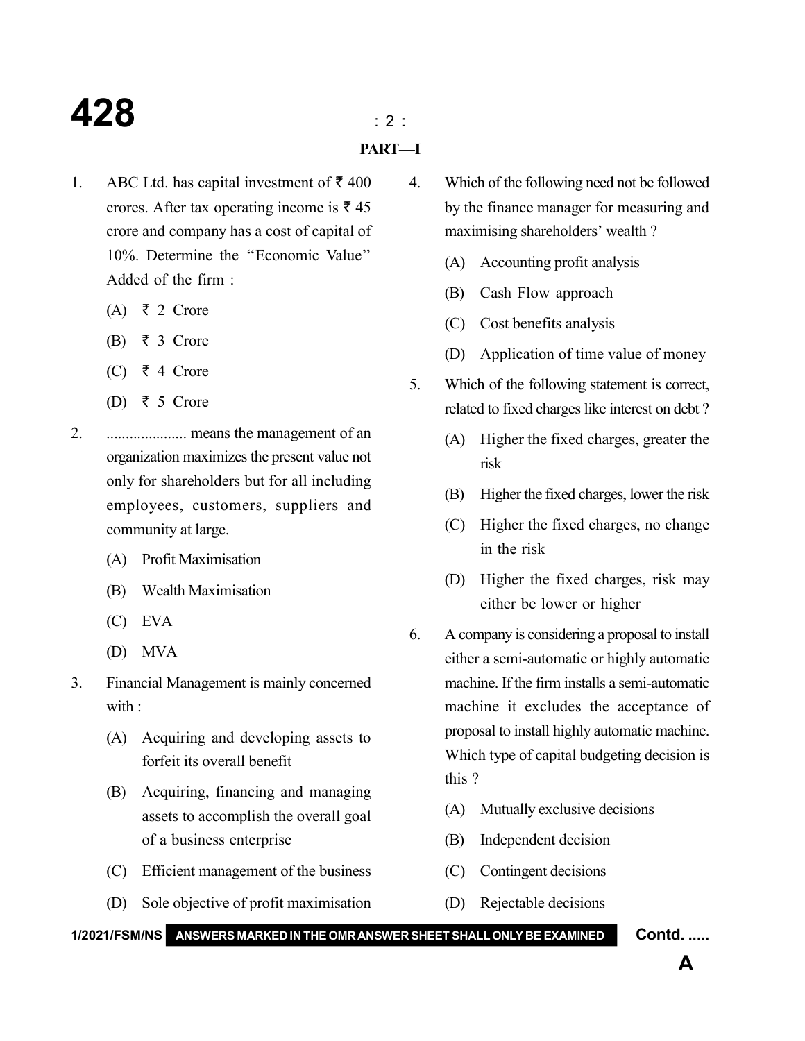## PART—I

1. ABC Ltd. has capital investment of ₹ 400 crores. After tax operating income is ₹ 45 crore and company has a cost of capital of 10%. Determine the "Economic Value" Added of the firm :
   - (A) ₹ 2 Crore
   - (B) ₹ 3 Crore
   - (C) ₹ 4 Crore
   - (D) ₹ 5 Crore

2. ..................... means the management of an organization maximizes the present value not only for shareholders but for all including employees, customers, suppliers and community at large.
   - (A) Profit Maximisation
   - (B) Wealth Maximisation
   - (C) EVA
   - (D) MVA

3. Financial Management is mainly concerned with :
   - (A) Acquiring and developing assets to forfeit its overall benefit
   - (B) Acquiring, financing and managing assets to accomplish the overall goal of a business enterprise
   - (C) Efficient management of the business
   - (D) Sole objective of profit maximisation

4. Which of the following need not be followed by the finance manager for measuring and maximising shareholders' wealth ?
   - (A) Accounting profit analysis
   - (B) Cash Flow approach
   - (C) Cost benefits analysis
   - (D) Application of time value of money

5. Which of the following statement is correct, related to fixed charges like interest on debt ?
   - (A) Higher the fixed charges, greater the risk
   - (B) Higher the fixed charges, lower the risk
   - (C) Higher the fixed charges, no change in the risk
   - (D) Higher the fixed charges, risk may either be lower or higher

6. A company is considering a proposal to install either a semi-automatic or highly automatic machine. If the firm installs a semi-automatic machine it excludes the acceptance of proposal to install highly automatic machine. Which type of capital budgeting decision is this ?
   - (A) Mutually exclusive decisions
   - (B) Independent decision
   - (C) Contingent decisions
   - (D) Rejectable decisions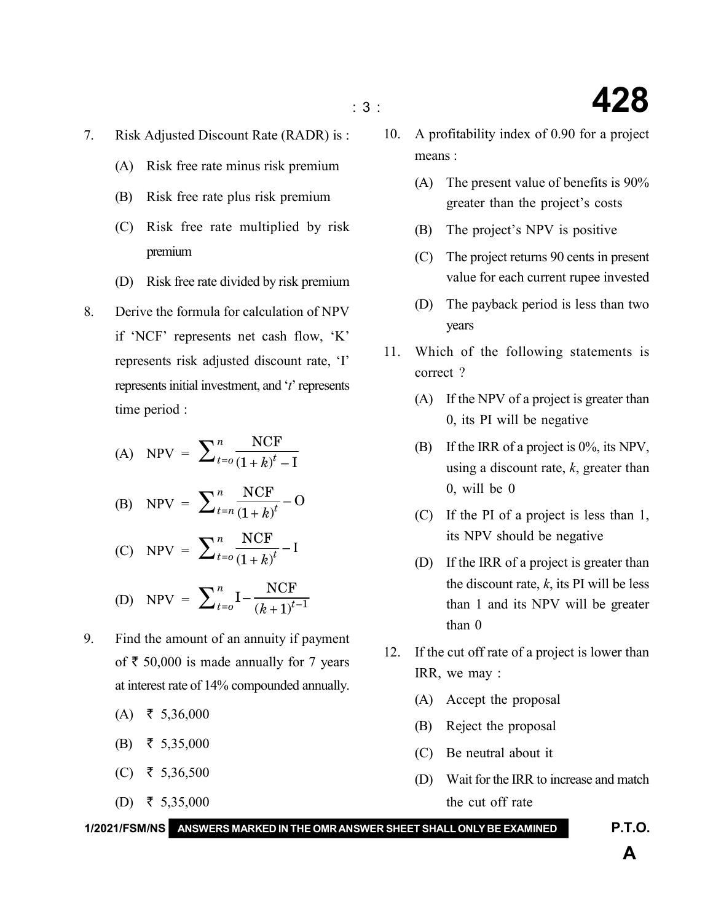7. Risk Adjusted Discount Rate (RADR) is :

   (A) Risk free rate minus risk premium

   (B) Risk free rate plus risk premium

   (C) Risk free rate multiplied by risk premium

   (D) Risk free rate divided by risk premium

8. Derive the formula for calculation of NPV if 'NCF' represents net cash flow, 'K' represents risk adjusted discount rate, 'I' represents initial investment, and '$t$' represents time period :

   (A) $\text{NPV} = \sum_{t=o}^{n} \frac{\text{NCF}}{(1+k)^t - \text{I}}$

   (B) $\text{NPV} = \sum_{t=n}^{n} \frac{\text{NCF}}{(1+k)^t} - \text{O}$

   (C) $\text{NPV} = \sum_{t=o}^{n} \frac{\text{NCF}}{(1+k)^t} - \text{I}$

   (D) $\text{NPV} = \sum_{t=o}^{n} \text{I} - \frac{\text{NCF}}{(k+1)^{t-1}}$

9. Find the amount of an annuity if payment of ₹ 50,000 is made annually for 7 years at interest rate of 14% compounded annually.

   (A) ₹ 5,36,000

   (B) ₹ 5,35,000

   (C) ₹ 5,36,500

   (D) ₹ 5,35,000

10. A profitability index of 0.90 for a project means :

    (A) The present value of benefits is 90% greater than the project's costs

    (B) The project's NPV is positive

    (C) The project returns 90 cents in present value for each current rupee invested

    (D) The payback period is less than two years

11. Which of the following statements is correct ?

    (A) If the NPV of a project is greater than 0, its PI will be negative

    (B) If the IRR of a project is 0%, its NPV, using a discount rate, $k$, greater than 0, will be 0

    (C) If the PI of a project is less than 1, its NPV should be negative

    (D) If the IRR of a project is greater than the discount rate, $k$, its PI will be less than 1 and its NPV will be greater than 0

12. If the cut off rate of a project is lower than IRR, we may :

    (A) Accept the proposal

    (B) Reject the proposal

    (C) Be neutral about it

    (D) Wait for the IRR to increase and match the cut off rate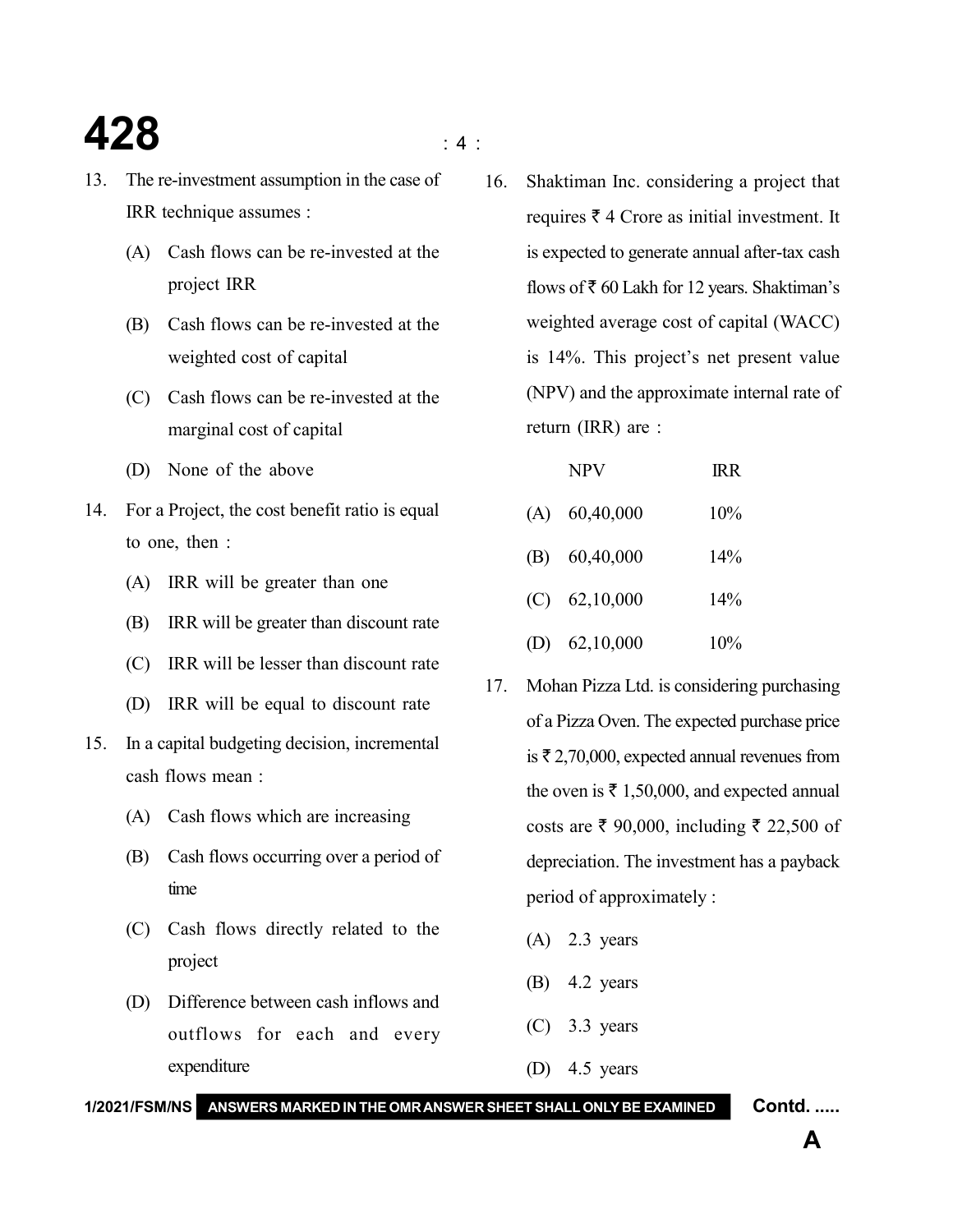13. The re-investment assumption in the case of IRR technique assumes :

    (A) Cash flows can be re-invested at the project IRR

    (B) Cash flows can be re-invested at the weighted cost of capital

    (C) Cash flows can be re-invested at the marginal cost of capital

    (D) None of the above

14. For a Project, the cost benefit ratio is equal to one, then :

    (A) IRR will be greater than one

    (B) IRR will be greater than discount rate

    (C) IRR will be lesser than discount rate

    (D) IRR will be equal to discount rate

15. In a capital budgeting decision, incremental cash flows mean :

    (A) Cash flows which are increasing

    (B) Cash flows occurring over a period of time

    (C) Cash flows directly related to the project

    (D) Difference between cash inflows and outflows for each and every expenditure

16. Shaktiman Inc. considering a project that requires ₹ 4 Crore as initial investment. It is expected to generate annual after-tax cash flows of ₹ 60 Lakh for 12 years. Shaktiman's weighted average cost of capital (WACC) is 14%. This project's net present value (NPV) and the approximate internal rate of return (IRR) are :

|  | NPV | IRR |
|---|---|---|
| (A) | 60,40,000 | 10% |
| (B) | 60,40,000 | 14% |
| (C) | 62,10,000 | 14% |
| (D) | 62,10,000 | 10% |

17. Mohan Pizza Ltd. is considering purchasing of a Pizza Oven. The expected purchase price is ₹ 2,70,000, expected annual revenues from the oven is ₹ 1,50,000, and expected annual costs are ₹ 90,000, including ₹ 22,500 of depreciation. The investment has a payback period of approximately :

    (A) 2.3 years

    (B) 4.2 years

    (C) 3.3 years

    (D) 4.5 years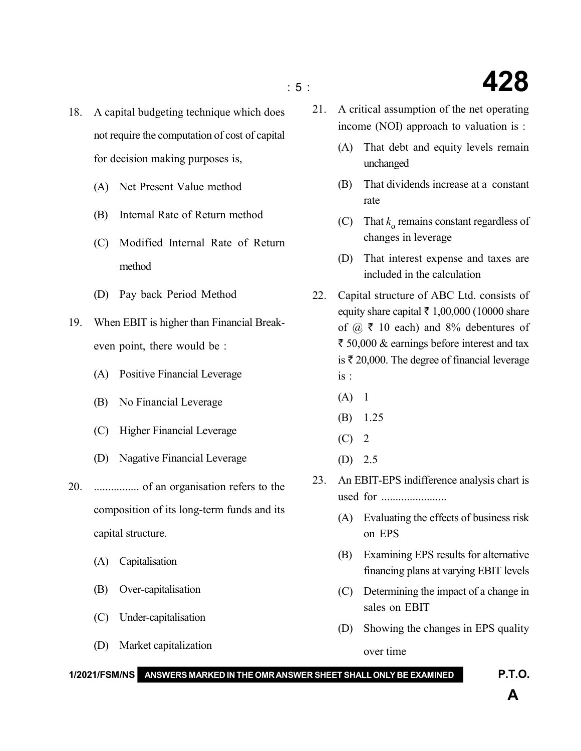18. A capital budgeting technique which does not require the computation of cost of capital for decision making purposes is,

    (A) Net Present Value method

    (B) Internal Rate of Return method

    (C) Modified Internal Rate of Return method

    (D) Pay back Period Method

19. When EBIT is higher than Financial Break-even point, there would be :

    (A) Positive Financial Leverage

    (B) No Financial Leverage

    (C) Higher Financial Leverage

    (D) Nagative Financial Leverage

20. ................ of an organisation refers to the composition of its long-term funds and its capital structure.

    (A) Capitalisation

    (B) Over-capitalisation

    (C) Under-capitalisation

    (D) Market capitalization

21. A critical assumption of the net operating income (NOI) approach to valuation is :

    (A) That debt and equity levels remain unchanged

    (B) That dividends increase at a constant rate

    (C) That $k_o$ remains constant regardless of changes in leverage

    (D) That interest expense and taxes are included in the calculation

22. Capital structure of ABC Ltd. consists of equity share capital ₹ 1,00,000 (10000 share of @ ₹ 10 each) and 8% debentures of ₹ 50,000 & earnings before interest and tax is ₹ 20,000. The degree of financial leverage is :

    (A) 1

    (B) 1.25

    (C) 2

    (D) 2.5

23. An EBIT-EPS indifference analysis chart is used for .......................

    (A) Evaluating the effects of business risk on EPS

    (B) Examining EPS results for alternative financing plans at varying EBIT levels

    (C) Determining the impact of a change in sales on EBIT

    (D) Showing the changes in EPS quality over time

ANSWERS MARKED IN THE OMR ANSWER SHEET SHALL ONLY BE EXAMINED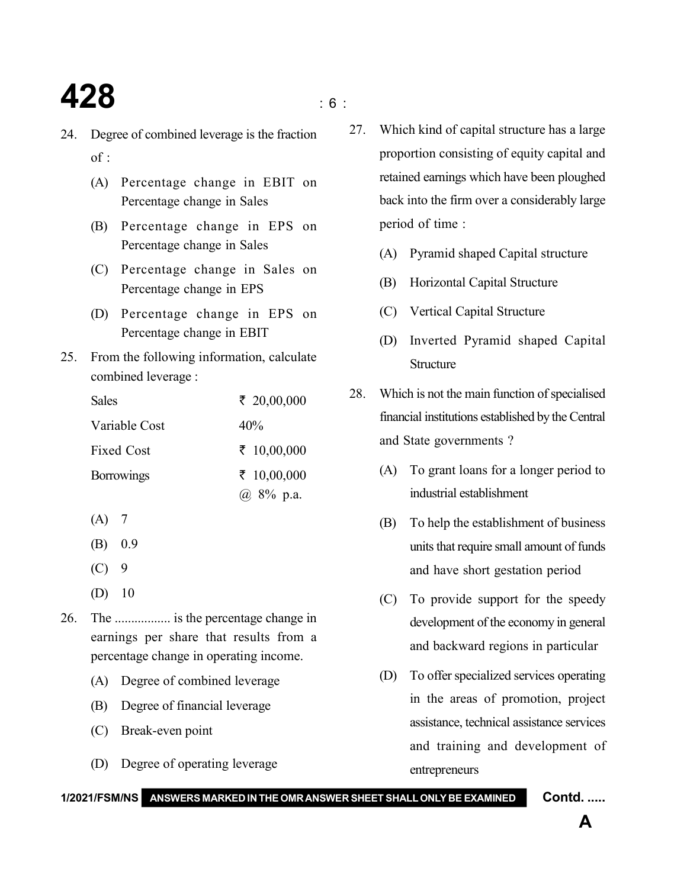24. Degree of combined leverage is the fraction of :

    (A) Percentage change in EBIT on Percentage change in Sales

    (B) Percentage change in EPS on Percentage change in Sales

    (C) Percentage change in Sales on Percentage change in EPS

    (D) Percentage change in EPS on Percentage change in EBIT

25. From the following information, calculate combined leverage :

| | |
|---|---|
| Sales | ₹ 20,00,000 |
| Variable Cost | 40% |
| Fixed Cost | ₹ 10,00,000 |
| Borrowings | ₹ 10,00,000 @ 8% p.a. |

    (A) 7

    (B) 0.9

    (C) 9

    (D) 10

26. The ................. is the percentage change in earnings per share that results from a percentage change in operating income.

    (A) Degree of combined leverage

    (B) Degree of financial leverage

    (C) Break-even point

    (D) Degree of operating leverage

27. Which kind of capital structure has a large proportion consisting of equity capital and retained earnings which have been ploughed back into the firm over a considerably large period of time :

    (A) Pyramid shaped Capital structure

    (B) Horizontal Capital Structure

    (C) Vertical Capital Structure

    (D) Inverted Pyramid shaped Capital Structure

28. Which is not the main function of specialised financial institutions established by the Central and State governments ?

    (A) To grant loans for a longer period to industrial establishment

    (B) To help the establishment of business units that require small amount of funds and have short gestation period

    (C) To provide support for the speedy development of the economy in general and backward regions in particular

    (D) To offer specialized services operating in the areas of promotion, project assistance, technical assistance services and training and development of entrepreneurs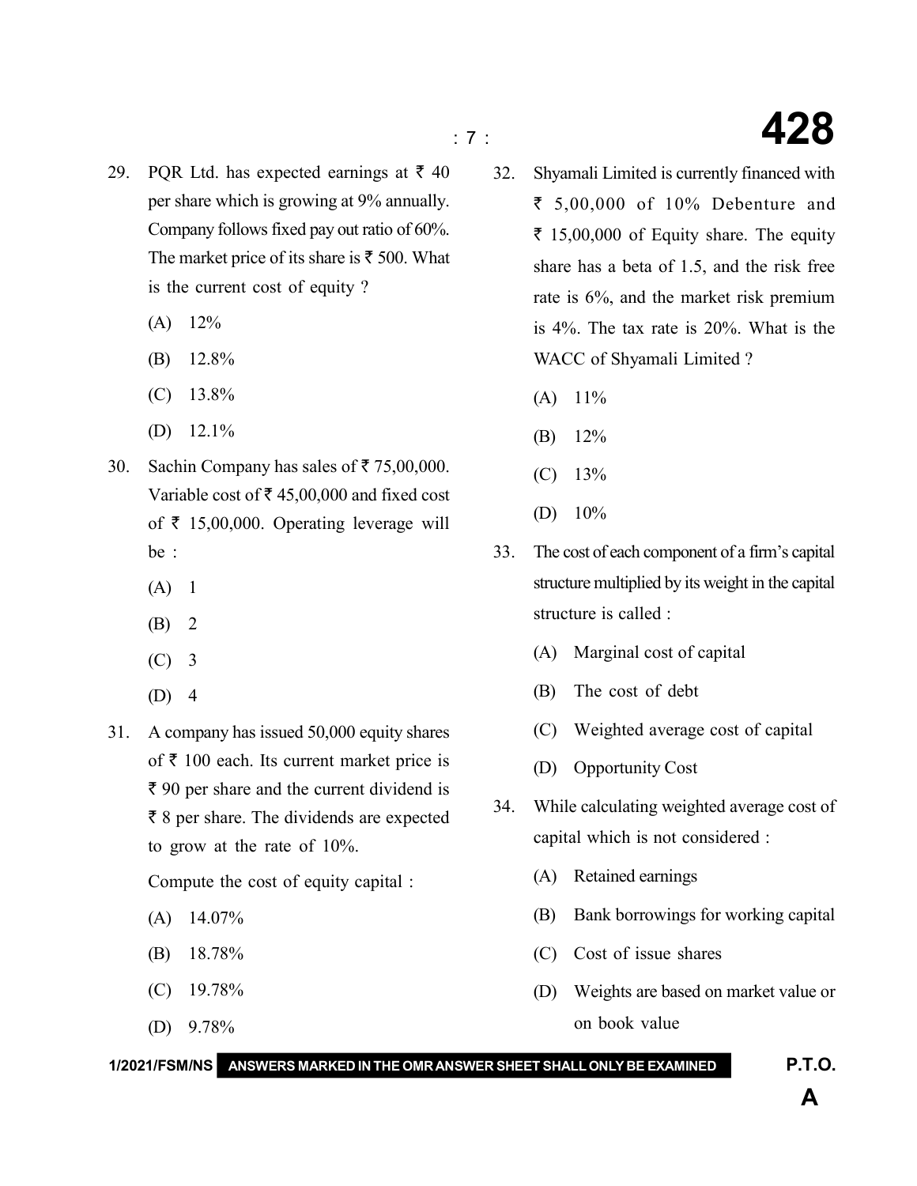29. PQR Ltd. has expected earnings at ₹ 40 per share which is growing at 9% annually. Company follows fixed pay out ratio of 60%. The market price of its share is ₹ 500. What is the current cost of equity ?

    (A) 12%

    (B) 12.8%

    (C) 13.8%

    (D) 12.1%

30. Sachin Company has sales of ₹ 75,00,000. Variable cost of ₹ 45,00,000 and fixed cost of ₹ 15,00,000. Operating leverage will be :

    (A) 1

    (B) 2

    (C) 3

    (D) 4

31. A company has issued 50,000 equity shares of ₹ 100 each. Its current market price is ₹ 90 per share and the current dividend is ₹ 8 per share. The dividends are expected to grow at the rate of 10%.

    Compute the cost of equity capital :

    (A) 14.07%

    (B) 18.78%

    (C) 19.78%

    (D) 9.78%

32. Shyamali Limited is currently financed with ₹ 5,00,000 of 10% Debenture and ₹ 15,00,000 of Equity share. The equity share has a beta of 1.5, and the risk free rate is 6%, and the market risk premium is 4%. The tax rate is 20%. What is the WACC of Shyamali Limited ?

    (A) 11%

    (B) 12%

    (C) 13%

    (D) 10%

33. The cost of each component of a firm's capital structure multiplied by its weight in the capital structure is called :

    (A) Marginal cost of capital

    (B) The cost of debt

    (C) Weighted average cost of capital

    (D) Opportunity Cost

34. While calculating weighted average cost of capital which is not considered :

    (A) Retained earnings

    (B) Bank borrowings for working capital

    (C) Cost of issue shares

    (D) Weights are based on market value or on book value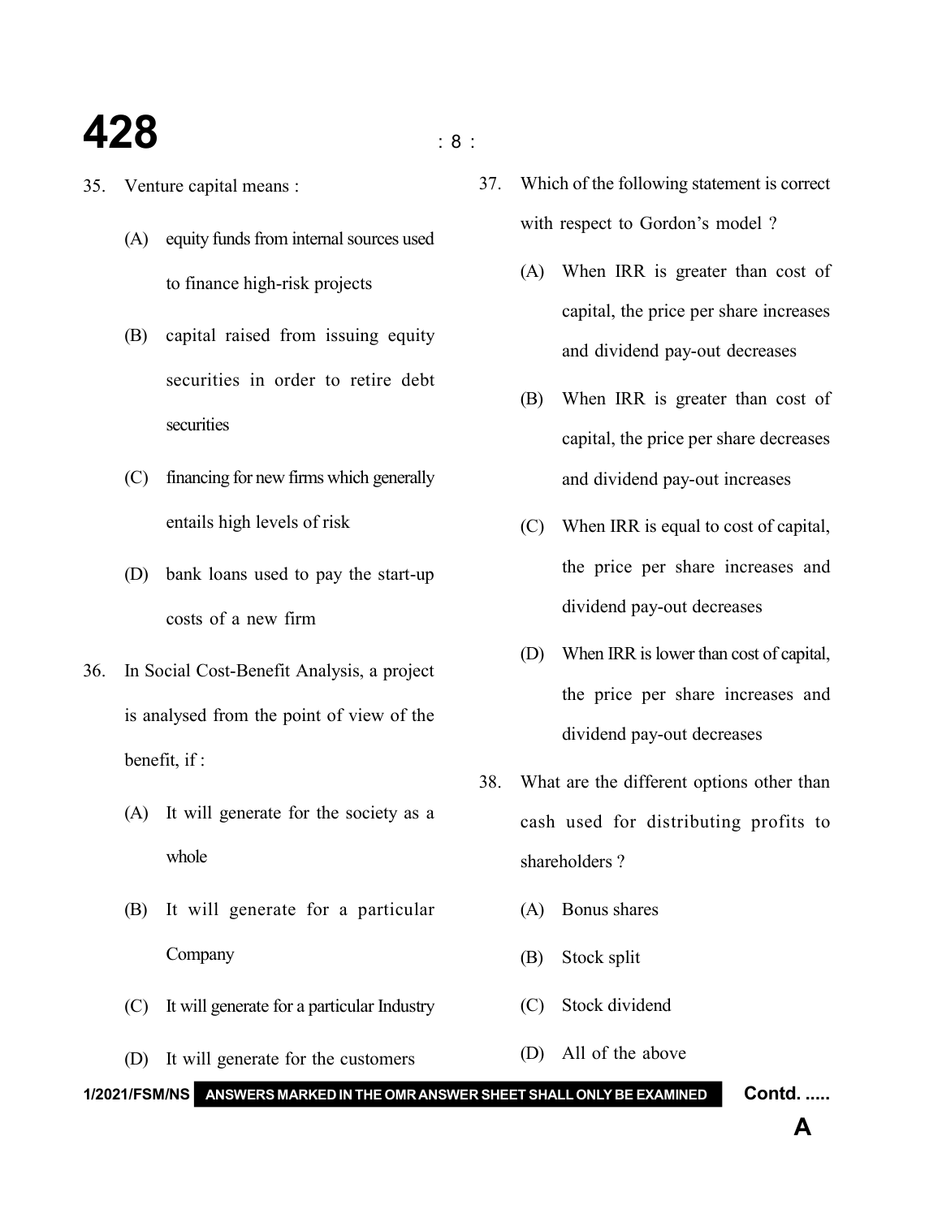35. Venture capital means :

    (A) equity funds from internal sources used to finance high-risk projects

    (B) capital raised from issuing equity securities in order to retire debt securities

    (C) financing for new firms which generally entails high levels of risk

    (D) bank loans used to pay the start-up costs of a new firm

36. In Social Cost-Benefit Analysis, a project is analysed from the point of view of the benefit, if :

    (A) It will generate for the society as a whole

    (B) It will generate for a particular Company

    (C) It will generate for a particular Industry

    (D) It will generate for the customers

37. Which of the following statement is correct with respect to Gordon's model ?

    (A) When IRR is greater than cost of capital, the price per share increases and dividend pay-out decreases

    (B) When IRR is greater than cost of capital, the price per share decreases and dividend pay-out increases

    (C) When IRR is equal to cost of capital, the price per share increases and dividend pay-out decreases

    (D) When IRR is lower than cost of capital, the price per share increases and dividend pay-out decreases

38. What are the different options other than cash used for distributing profits to shareholders ?

    (A) Bonus shares

    (B) Stock split

    (C) Stock dividend

    (D) All of the above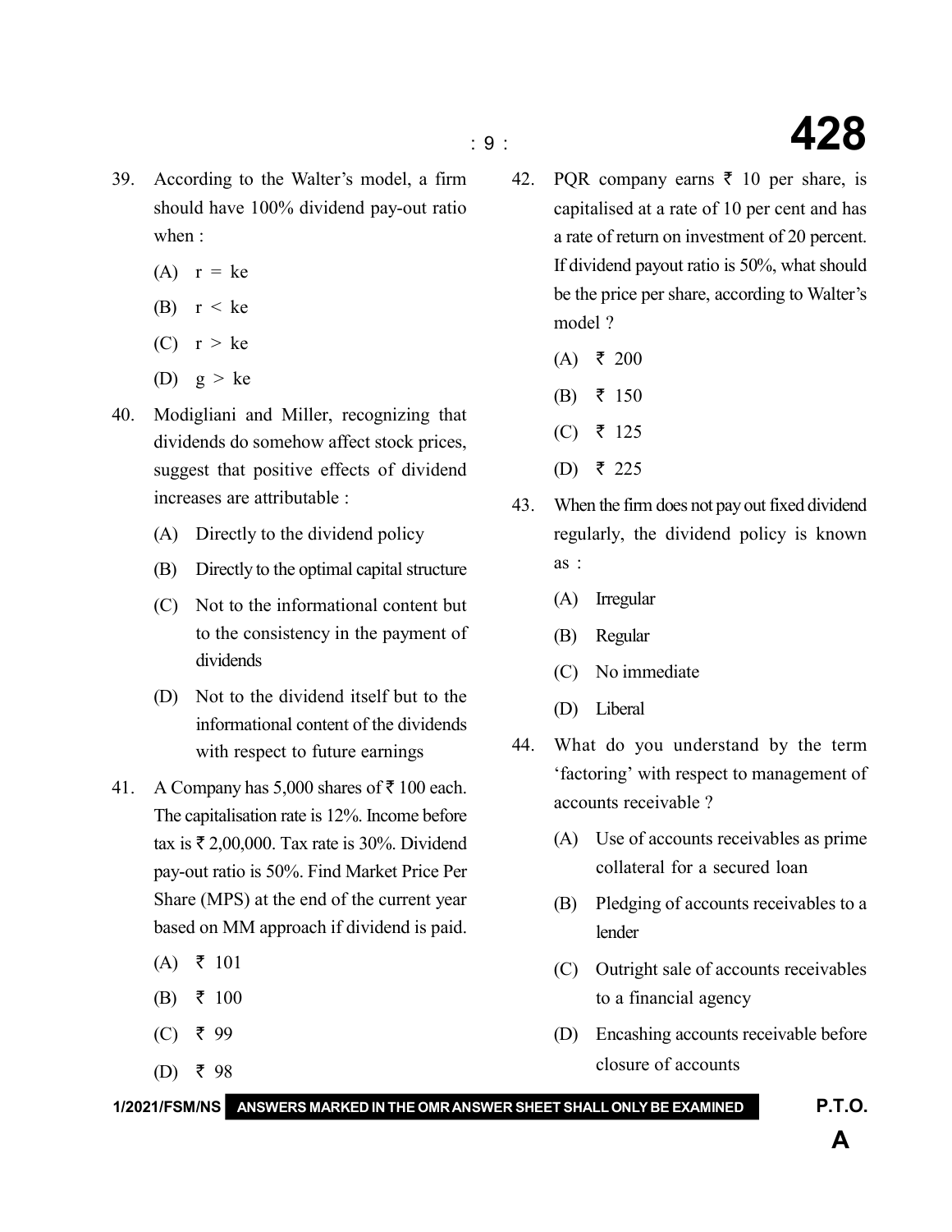39. According to the Walter's model, a firm should have 100% dividend pay-out ratio when :

    (A) r = ke

    (B) r < ke

    (C) r > ke

    (D) g > ke

40. Modigliani and Miller, recognizing that dividends do somehow affect stock prices, suggest that positive effects of dividend increases are attributable :

    (A) Directly to the dividend policy

    (B) Directly to the optimal capital structure

    (C) Not to the informational content but to the consistency in the payment of dividends

    (D) Not to the dividend itself but to the informational content of the dividends with respect to future earnings

41. A Company has 5,000 shares of ₹ 100 each. The capitalisation rate is 12%. Income before tax is ₹ 2,00,000. Tax rate is 30%. Dividend pay-out ratio is 50%. Find Market Price Per Share (MPS) at the end of the current year based on MM approach if dividend is paid.

    (A) ₹ 101

    (B) ₹ 100

    (C) ₹ 99

    (D) ₹ 98

42. PQR company earns ₹ 10 per share, is capitalised at a rate of 10 per cent and has a rate of return on investment of 20 percent. If dividend payout ratio is 50%, what should be the price per share, according to Walter's model ?

    (A) ₹ 200

    (B) ₹ 150

    (C) ₹ 125

    (D) ₹ 225

43. When the firm does not pay out fixed dividend regularly, the dividend policy is known as :

    (A) Irregular

    (B) Regular

    (C) No immediate

    (D) Liberal

44. What do you understand by the term 'factoring' with respect to management of accounts receivable ?

    (A) Use of accounts receivables as prime collateral for a secured loan

    (B) Pledging of accounts receivables to a lender

    (C) Outright sale of accounts receivables to a financial agency

    (D) Encashing accounts receivable before closure of accounts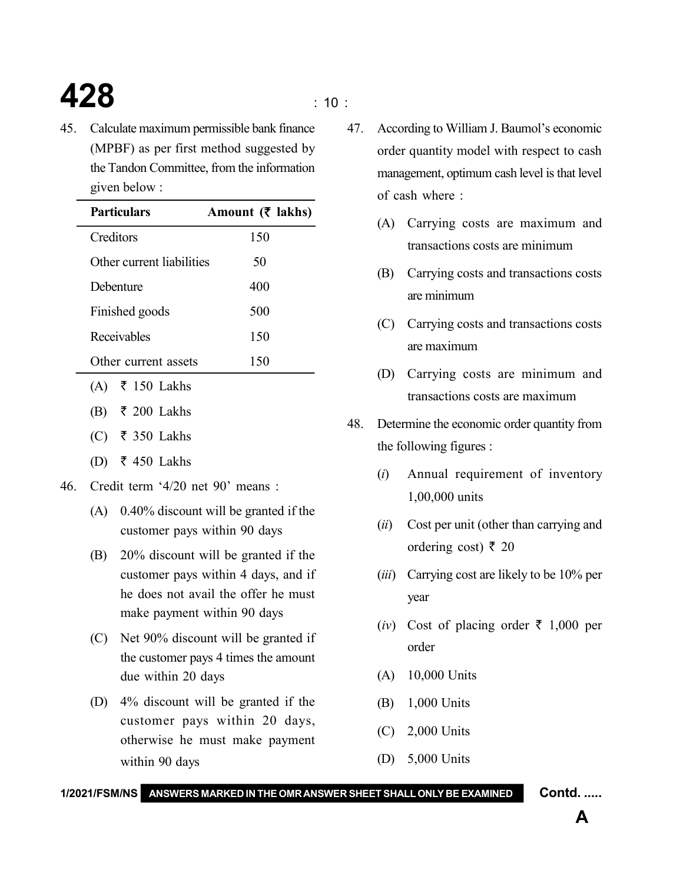45. Calculate maximum permissible bank finance (MPBF) as per first method suggested by the Tandon Committee, from the information given below :

| Particulars | Amount (₹ lakhs) |
|---|---|
| Creditors | 150 |
| Other current liabilities | 50 |
| Debenture | 400 |
| Finished goods | 500 |
| Receivables | 150 |
| Other current assets | 150 |

(A) ₹ 150 Lakhs

(B) ₹ 200 Lakhs

(C) ₹ 350 Lakhs

(D) ₹ 450 Lakhs

46. Credit term '4/20 net 90' means :

(A) 0.40% discount will be granted if the customer pays within 90 days

(B) 20% discount will be granted if the customer pays within 4 days, and if he does not avail the offer he must make payment within 90 days

(C) Net 90% discount will be granted if the customer pays 4 times the amount due within 20 days

(D) 4% discount will be granted if the customer pays within 20 days, otherwise he must make payment within 90 days

47. According to William J. Baumol's economic order quantity model with respect to cash management, optimum cash level is that level of cash where :

(A) Carrying costs are maximum and transactions costs are minimum

(B) Carrying costs and transactions costs are minimum

(C) Carrying costs and transactions costs are maximum

(D) Carrying costs are minimum and transactions costs are maximum

48. Determine the economic order quantity from the following figures :

(*i*) Annual requirement of inventory 1,00,000 units

(*ii*) Cost per unit (other than carrying and ordering cost) ₹ 20

(*iii*) Carrying cost are likely to be 10% per year

(*iv*) Cost of placing order ₹ 1,000 per order

(A) 10,000 Units

(B) 1,000 Units

(C) 2,000 Units

(D) 5,000 Units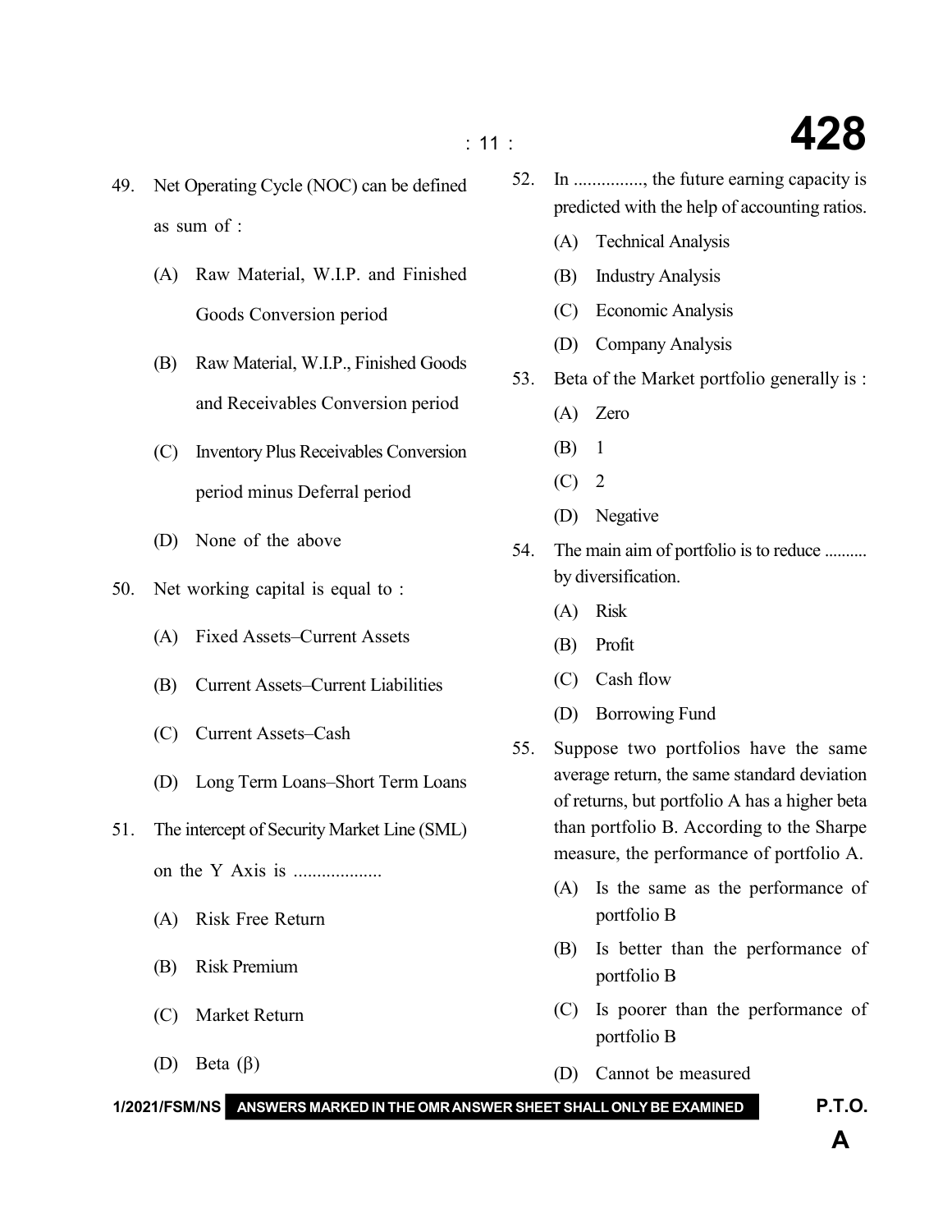49. Net Operating Cycle (NOC) can be defined as sum of :

    (A) Raw Material, W.I.P. and Finished Goods Conversion period

    (B) Raw Material, W.I.P., Finished Goods and Receivables Conversion period

    (C) Inventory Plus Receivables Conversion period minus Deferral period

    (D) None of the above

50. Net working capital is equal to :

    (A) Fixed Assets–Current Assets

    (B) Current Assets–Current Liabilities

    (C) Current Assets–Cash

    (D) Long Term Loans–Short Term Loans

51. The intercept of Security Market Line (SML) on the Y Axis is ..................

    (A) Risk Free Return

    (B) Risk Premium

    (C) Market Return

    (D) Beta ($\beta$)

52. In ..............., the future earning capacity is predicted with the help of accounting ratios.

    (A) Technical Analysis

    (B) Industry Analysis

    (C) Economic Analysis

    (D) Company Analysis

53. Beta of the Market portfolio generally is :

    (A) Zero

    (B) 1

    (C) 2

    (D) Negative

54. The main aim of portfolio is to reduce .......... by diversification.

    (A) Risk

    (B) Profit

    (C) Cash flow

    (D) Borrowing Fund

55. Suppose two portfolios have the same average return, the same standard deviation of returns, but portfolio A has a higher beta than portfolio B. According to the Sharpe measure, the performance of portfolio A.

    (A) Is the same as the performance of portfolio B

    (B) Is better than the performance of portfolio B

    (C) Is poorer than the performance of portfolio B

    (D) Cannot be measured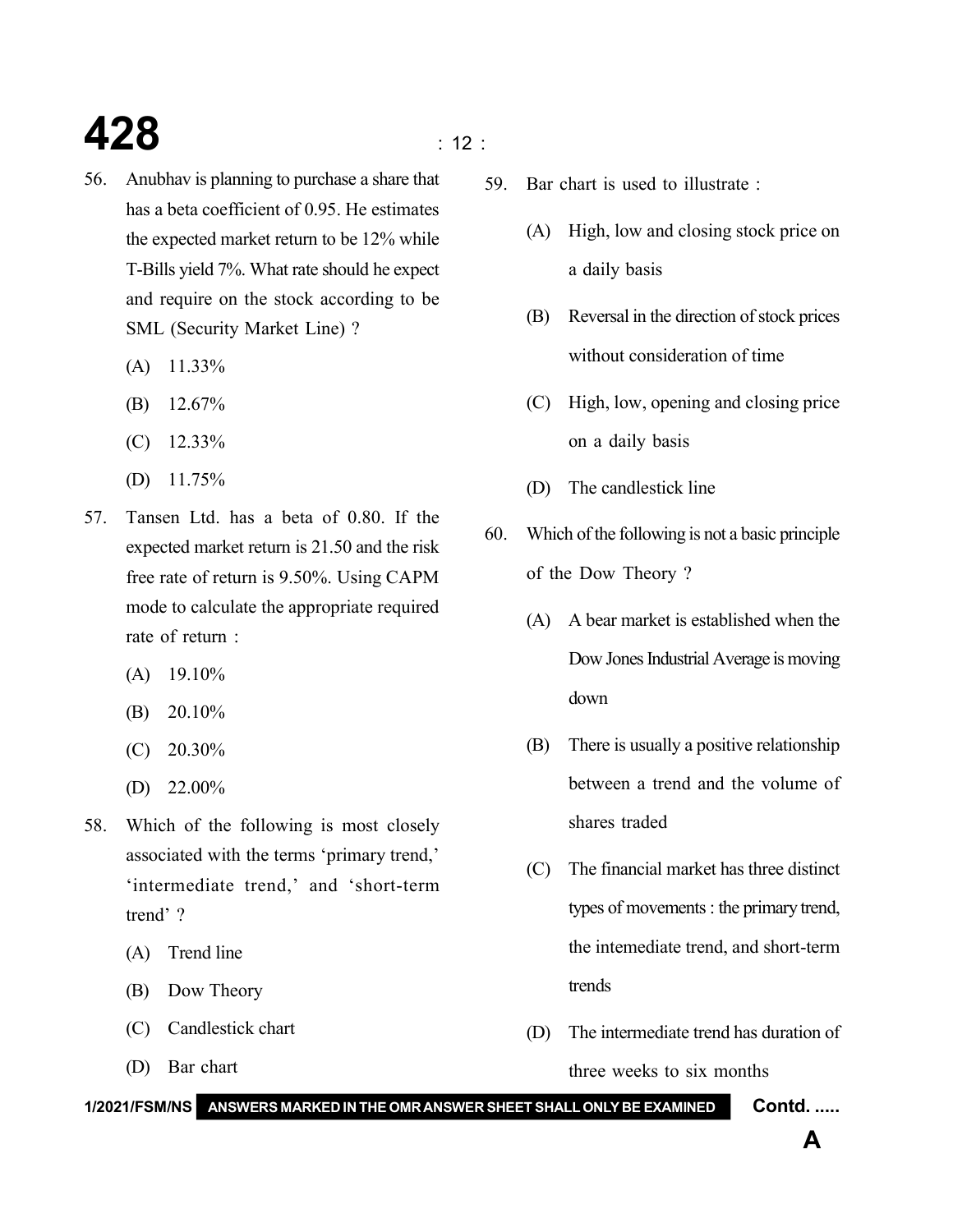56. Anubhav is planning to purchase a share that has a beta coefficient of 0.95. He estimates the expected market return to be 12% while T-Bills yield 7%. What rate should he expect and require on the stock according to be SML (Security Market Line) ?

    (A) 11.33%

    (B) 12.67%

    (C) 12.33%

    (D) 11.75%

57. Tansen Ltd. has a beta of 0.80. If the expected market return is 21.50 and the risk free rate of return is 9.50%. Using CAPM mode to calculate the appropriate required rate of return :

    (A) 19.10%

    (B) 20.10%

    (C) 20.30%

    (D) 22.00%

58. Which of the following is most closely associated with the terms 'primary trend,' 'intermediate trend,' and 'short-term trend' ?

    (A) Trend line

    (B) Dow Theory

    (C) Candlestick chart

    (D) Bar chart

59. Bar chart is used to illustrate :

    (A) High, low and closing stock price on a daily basis

    (B) Reversal in the direction of stock prices without consideration of time

    (C) High, low, opening and closing price on a daily basis

    (D) The candlestick line

60. Which of the following is not a basic principle of the Dow Theory ?

    (A) A bear market is established when the Dow Jones Industrial Average is moving down

    (B) There is usually a positive relationship between a trend and the volume of shares traded

    (C) The financial market has three distinct types of movements : the primary trend, the intemediate trend, and short-term trends

    (D) The intermediate trend has duration of three weeks to six months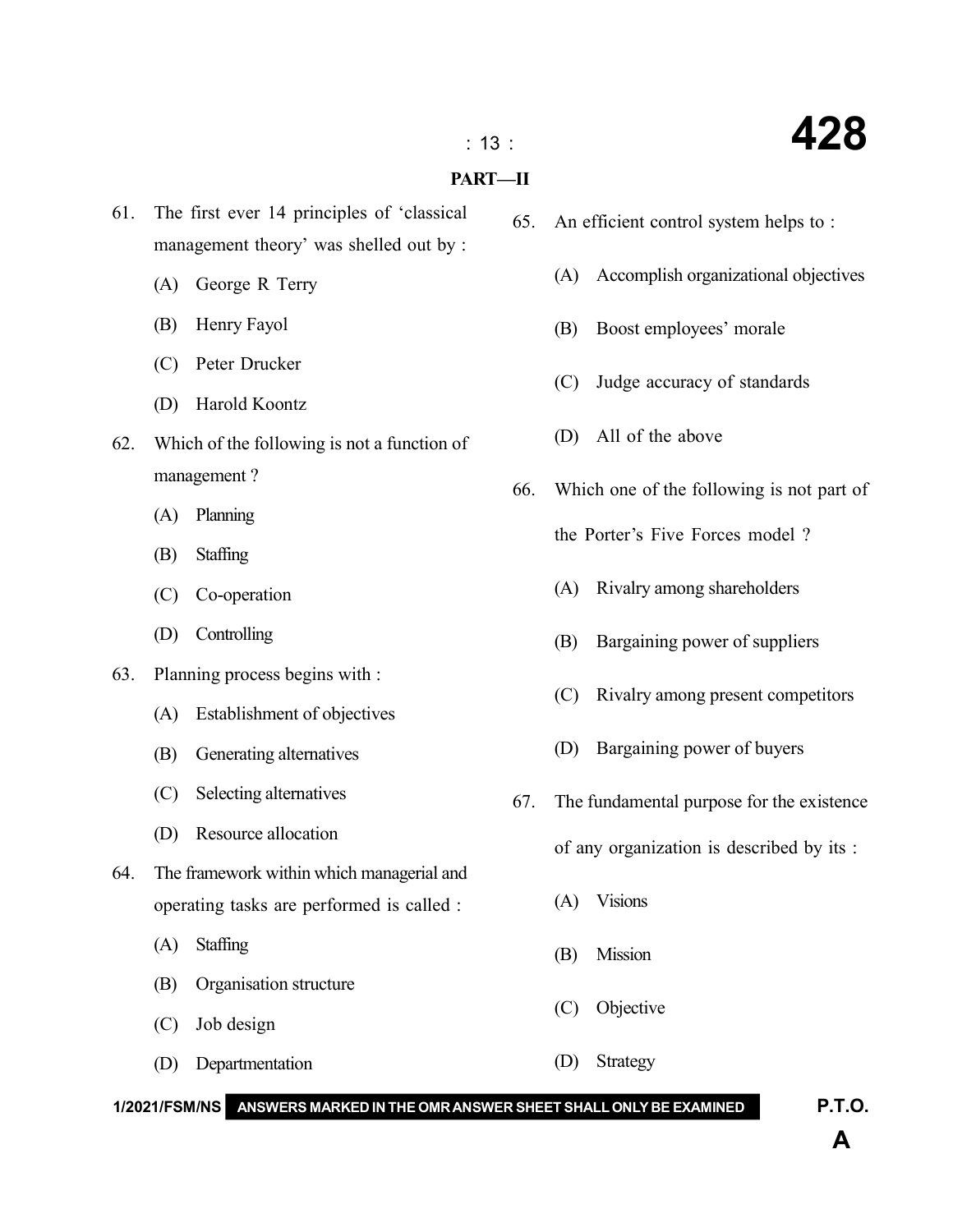## PART—II

61. The first ever 14 principles of 'classical management theory' was shelled out by :
    (A) George R Terry
    (B) Henry Fayol
    (C) Peter Drucker
    (D) Harold Koontz

62. Which of the following is not a function of management ?
    (A) Planning
    (B) Staffing
    (C) Co-operation
    (D) Controlling

63. Planning process begins with :
    (A) Establishment of objectives
    (B) Generating alternatives
    (C) Selecting alternatives
    (D) Resource allocation

64. The framework within which managerial and operating tasks are performed is called :
    (A) Staffing
    (B) Organisation structure
    (C) Job design
    (D) Departmentation

65. An efficient control system helps to :
    (A) Accomplish organizational objectives
    (B) Boost employees' morale
    (C) Judge accuracy of standards
    (D) All of the above

66. Which one of the following is not part of the Porter's Five Forces model ?
    (A) Rivalry among shareholders
    (B) Bargaining power of suppliers
    (C) Rivalry among present competitors
    (D) Bargaining power of buyers

67. The fundamental purpose for the existence of any organization is described by its :
    (A) Visions
    (B) Mission
    (C) Objective
    (D) Strategy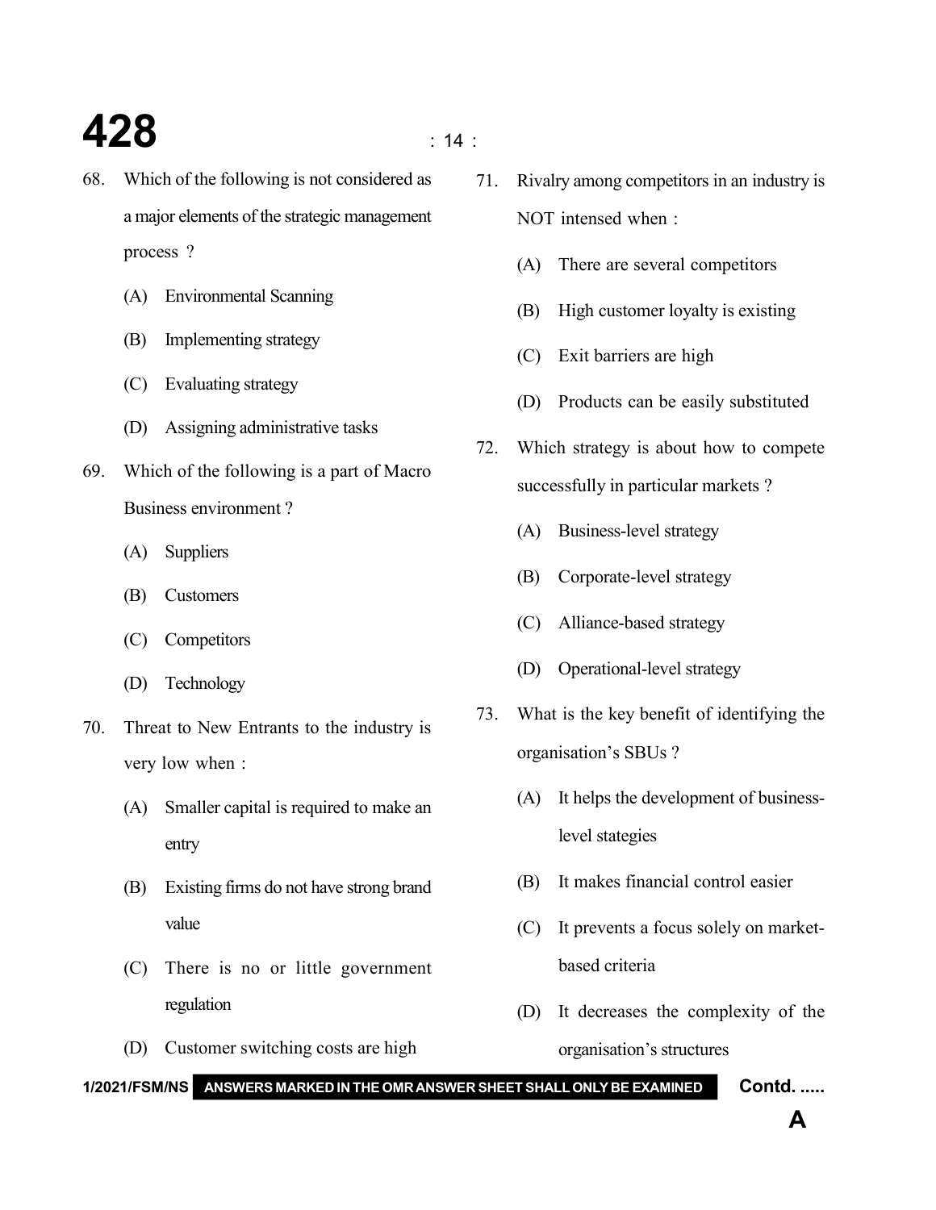68. Which of the following is not considered as a major elements of the strategic management process ?

    (A) Environmental Scanning

    (B) Implementing strategy

    (C) Evaluating strategy

    (D) Assigning administrative tasks

69. Which of the following is a part of Macro Business environment ?

    (A) Suppliers

    (B) Customers

    (C) Competitors

    (D) Technology

70. Threat to New Entrants to the industry is very low when :

    (A) Smaller capital is required to make an entry

    (B) Existing firms do not have strong brand value

    (C) There is no or little government regulation

    (D) Customer switching costs are high

71. Rivalry among competitors in an industry is NOT intensed when :

    (A) There are several competitors

    (B) High customer loyalty is existing

    (C) Exit barriers are high

    (D) Products can be easily substituted

72. Which strategy is about how to compete successfully in particular markets ?

    (A) Business-level strategy

    (B) Corporate-level strategy

    (C) Alliance-based strategy

    (D) Operational-level strategy

73. What is the key benefit of identifying the organisation's SBUs ?

    (A) It helps the development of business-level stategies

    (B) It makes financial control easier

    (C) It prevents a focus solely on market-based criteria

    (D) It decreases the complexity of the organisation's structures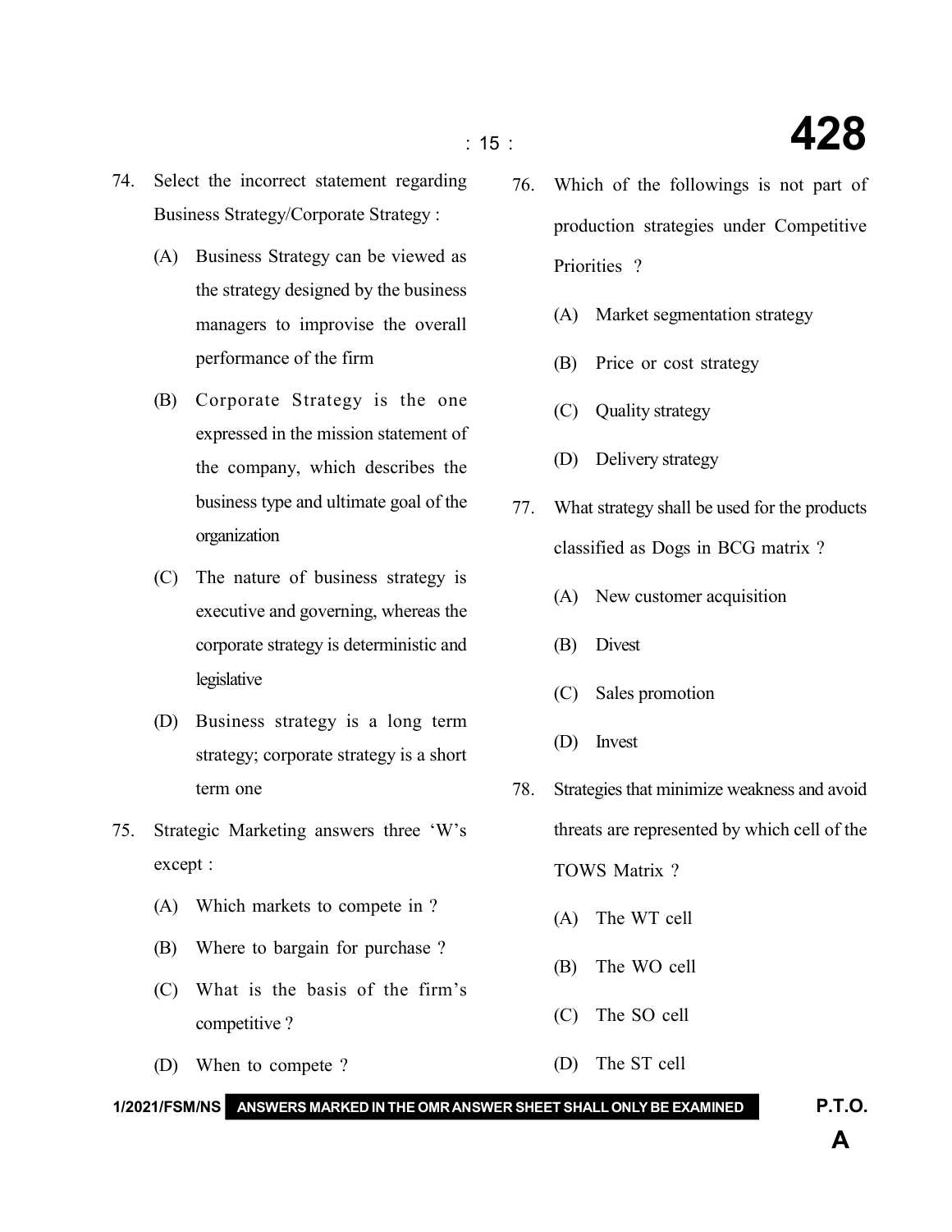74. Select the incorrect statement regarding Business Strategy/Corporate Strategy :

    (A) Business Strategy can be viewed as the strategy designed by the business managers to improvise the overall performance of the firm

    (B) Corporate Strategy is the one expressed in the mission statement of the company, which describes the business type and ultimate goal of the organization

    (C) The nature of business strategy is executive and governing, whereas the corporate strategy is deterministic and legislative

    (D) Business strategy is a long term strategy; corporate strategy is a short term one

75. Strategic Marketing answers three 'W's except :

    (A) Which markets to compete in ?

    (B) Where to bargain for purchase ?

    (C) What is the basis of the firm's competitive ?

    (D) When to compete ?

76. Which of the followings is not part of production strategies under Competitive Priorities ?

    (A) Market segmentation strategy

    (B) Price or cost strategy

    (C) Quality strategy

    (D) Delivery strategy

77. What strategy shall be used for the products classified as Dogs in BCG matrix ?

    (A) New customer acquisition

    (B) Divest

    (C) Sales promotion

    (D) Invest

78. Strategies that minimize weakness and avoid threats are represented by which cell of the TOWS Matrix ?

    (A) The WT cell

    (B) The WO cell

    (C) The SO cell

    (D) The ST cell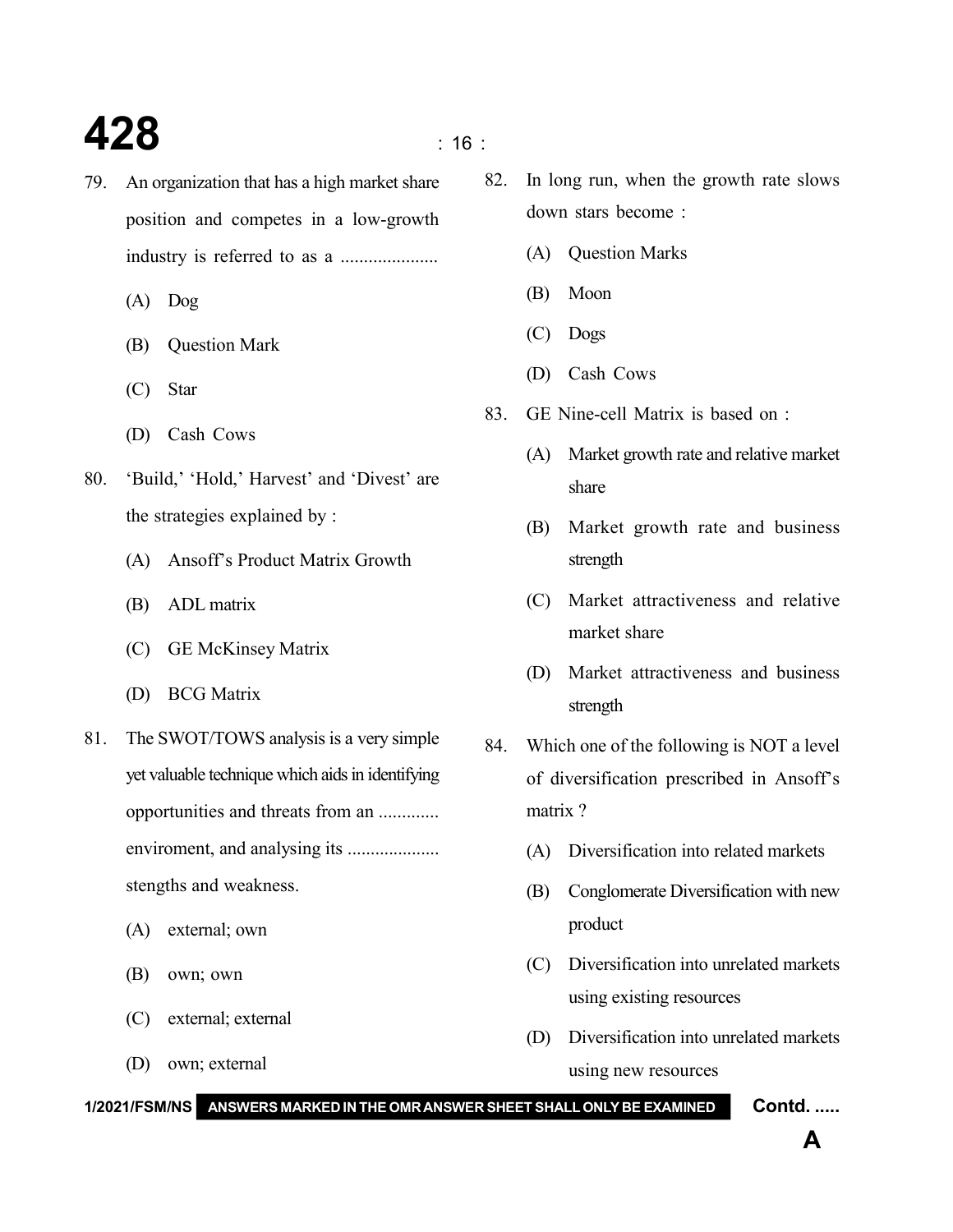79. An organization that has a high market share position and competes in a low-growth industry is referred to as a .....................

    (A) Dog

    (B) Question Mark

    (C) Star

    (D) Cash Cows

80. 'Build,' 'Hold,' Harvest' and 'Divest' are the strategies explained by :

    (A) Ansoff's Product Matrix Growth

    (B) ADL matrix

    (C) GE McKinsey Matrix

    (D) BCG Matrix

81. The SWOT/TOWS analysis is a very simple yet valuable technique which aids in identifying opportunities and threats from an ............. enviroment, and analysing its .................... stengths and weakness.

    (A) external; own

    (B) own; own

    (C) external; external

    (D) own; external

82. In long run, when the growth rate slows down stars become :

    (A) Question Marks

    (B) Moon

    (C) Dogs

    (D) Cash Cows

83. GE Nine-cell Matrix is based on :

    (A) Market growth rate and relative market share

    (B) Market growth rate and business strength

    (C) Market attractiveness and relative market share

    (D) Market attractiveness and business strength

84. Which one of the following is NOT a level of diversification prescribed in Ansoff's matrix ?

    (A) Diversification into related markets

    (B) Conglomerate Diversification with new product

    (C) Diversification into unrelated markets using existing resources

    (D) Diversification into unrelated markets using new resources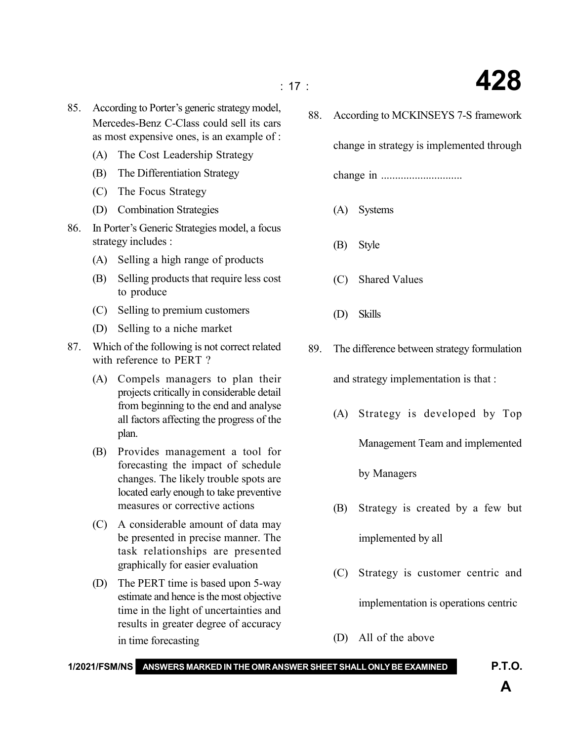85. According to Porter's generic strategy model, Mercedes-Benz C-Class could sell its cars as most expensive ones, is an example of :

    (A) The Cost Leadership Strategy

    (B) The Differentiation Strategy

    (C) The Focus Strategy

    (D) Combination Strategies

86. In Porter's Generic Strategies model, a focus strategy includes :

    (A) Selling a high range of products

    (B) Selling products that require less cost to produce

    (C) Selling to premium customers

    (D) Selling to a niche market

87. Which of the following is not correct related with reference to PERT ?

    (A) Compels managers to plan their projects critically in considerable detail from beginning to the end and analyse all factors affecting the progress of the plan.

    (B) Provides management a tool for forecasting the impact of schedule changes. The likely trouble spots are located early enough to take preventive measures or corrective actions

    (C) A considerable amount of data may be presented in precise manner. The task relationships are presented graphically for easier evaluation

    (D) The PERT time is based upon 5-way estimate and hence is the most objective time in the light of uncertainties and results in greater degree of accuracy in time forecasting

88. According to MCKINSEYS 7-S framework change in strategy is implemented through change in ............................

    (A) Systems

    (B) Style

    (C) Shared Values

    (D) Skills

89. The difference between strategy formulation and strategy implementation is that :

    (A) Strategy is developed by Top Management Team and implemented by Managers

    (B) Strategy is created by a few but implemented by all

    (C) Strategy is customer centric and implementation is operations centric

    (D) All of the above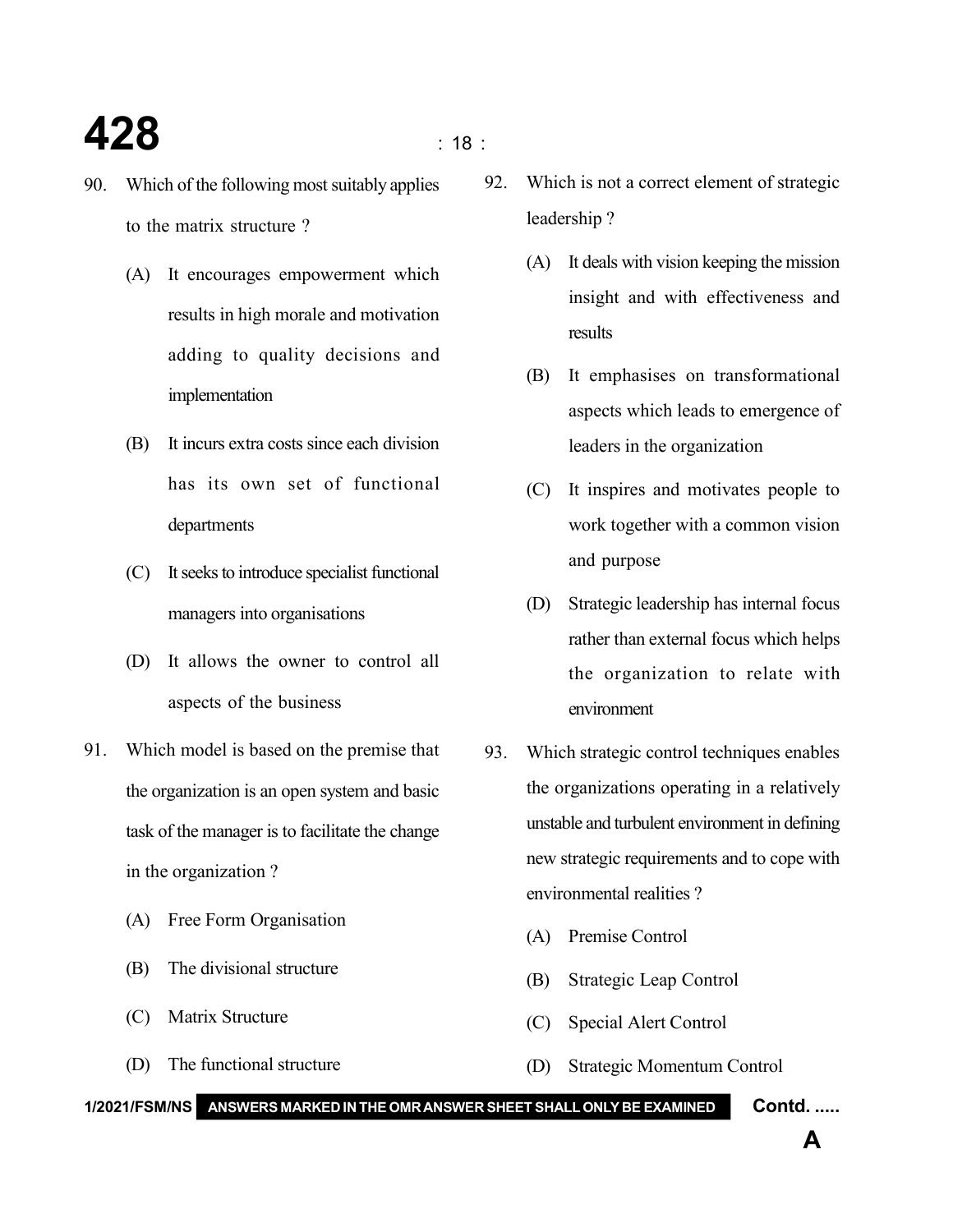90. Which of the following most suitably applies to the matrix structure ?

    (A) It encourages empowerment which results in high morale and motivation adding to quality decisions and implementation

    (B) It incurs extra costs since each division has its own set of functional departments

    (C) It seeks to introduce specialist functional managers into organisations

    (D) It allows the owner to control all aspects of the business

91. Which model is based on the premise that the organization is an open system and basic task of the manager is to facilitate the change in the organization ?

    (A) Free Form Organisation

    (B) The divisional structure

    (C) Matrix Structure

    (D) The functional structure

92. Which is not a correct element of strategic leadership ?

    (A) It deals with vision keeping the mission insight and with effectiveness and results

    (B) It emphasises on transformational aspects which leads to emergence of leaders in the organization

    (C) It inspires and motivates people to work together with a common vision and purpose

    (D) Strategic leadership has internal focus rather than external focus which helps the organization to relate with environment

93. Which strategic control techniques enables the organizations operating in a relatively unstable and turbulent environment in defining new strategic requirements and to cope with environmental realities ?

    (A) Premise Control

    (B) Strategic Leap Control

    (C) Special Alert Control

    (D) Strategic Momentum Control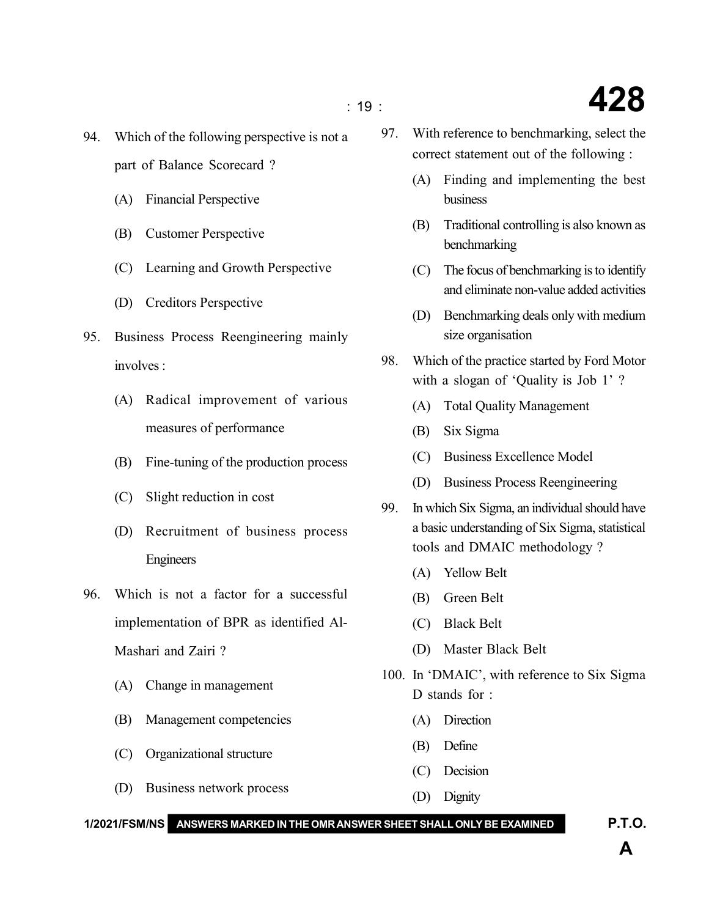94. Which of the following perspective is not a part of Balance Scorecard ?

    (A) Financial Perspective

    (B) Customer Perspective

    (C) Learning and Growth Perspective

    (D) Creditors Perspective

95. Business Process Reengineering mainly involves :

    (A) Radical improvement of various measures of performance

    (B) Fine-tuning of the production process

    (C) Slight reduction in cost

    (D) Recruitment of business process Engineers

96. Which is not a factor for a successful implementation of BPR as identified Al-Mashari and Zairi ?

    (A) Change in management

    (B) Management competencies

    (C) Organizational structure

    (D) Business network process

97. With reference to benchmarking, select the correct statement out of the following :

    (A) Finding and implementing the best business

    (B) Traditional controlling is also known as benchmarking

    (C) The focus of benchmarking is to identify and eliminate non-value added activities

    (D) Benchmarking deals only with medium size organisation

98. Which of the practice started by Ford Motor with a slogan of 'Quality is Job 1' ?

    (A) Total Quality Management

    (B) Six Sigma

    (C) Business Excellence Model

    (D) Business Process Reengineering

99. In which Six Sigma, an individual should have a basic understanding of Six Sigma, statistical tools and DMAIC methodology ?

    (A) Yellow Belt

    (B) Green Belt

    (C) Black Belt

    (D) Master Black Belt

100. In 'DMAIC', with reference to Six Sigma D stands for :

    (A) Direction

    (B) Define

    (C) Decision

    (D) Dignity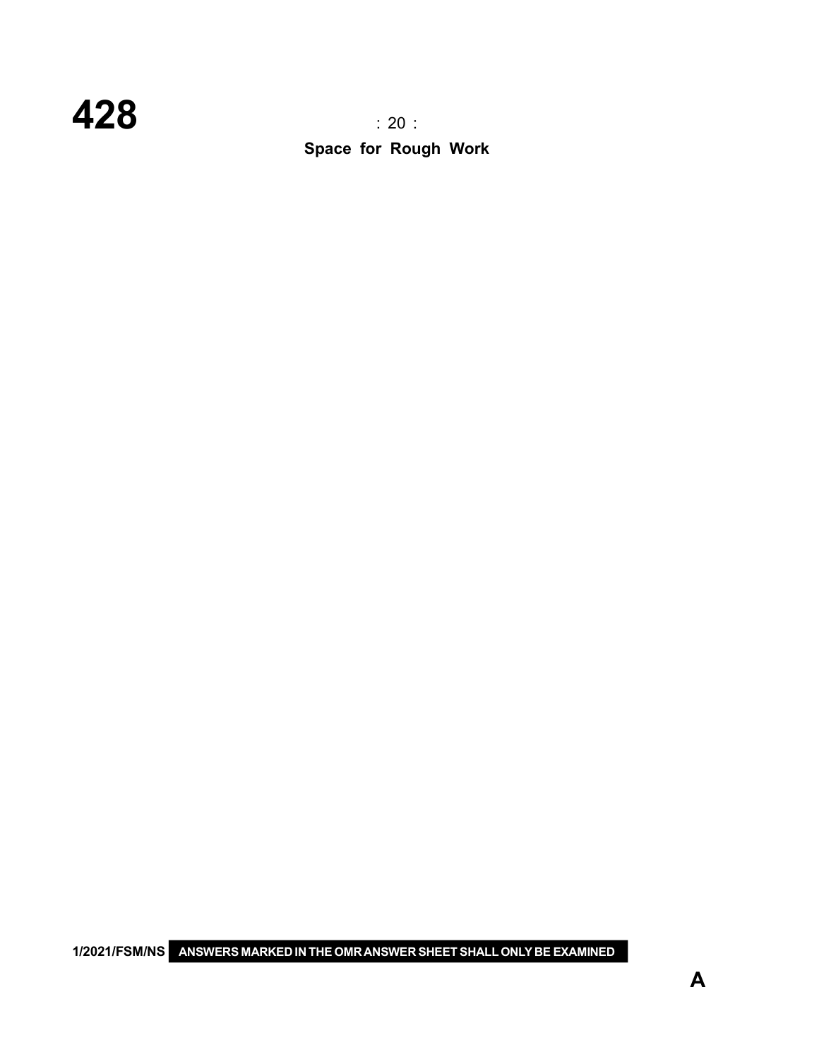**Space for Rough Work**

1/2021/FSM/NS **ANSWERS MARKED IN THE OMR ANSWER SHEET SHALL ONLY BE EXAMINED**

A